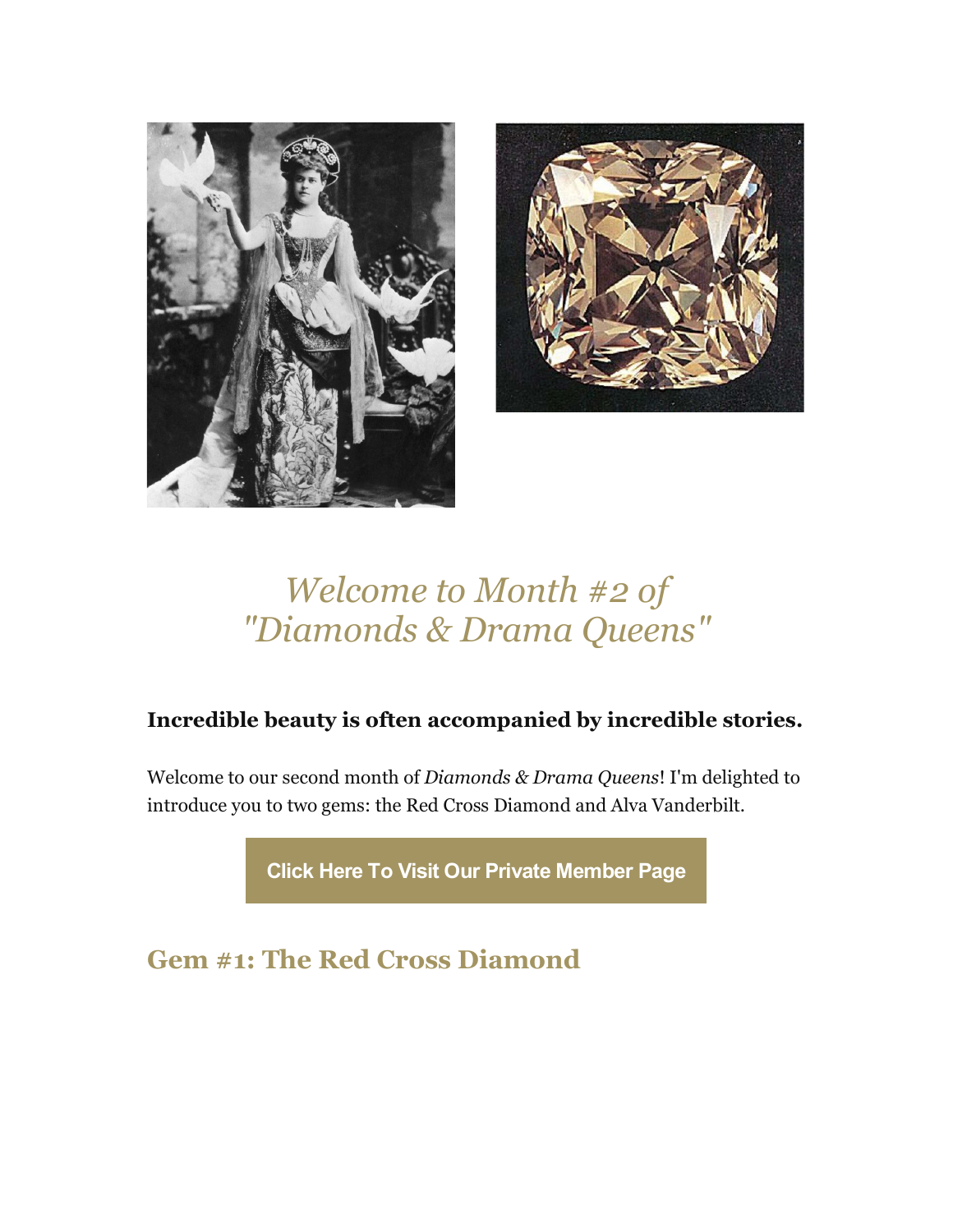# *Welcome to Month #2 of "Diamonds & Drama Queens"*

**Incredible beauty is often accompanied by incredible stories.**

Welcome to our second month of *Diamonds & Drama Queens*! I'm delighted to introduce you to two gems: the Red Cross Diamond and Alva Vanderbilt.

Click Here To Visit Our Private Member Page

## Gem #1: The Red Cross Diamond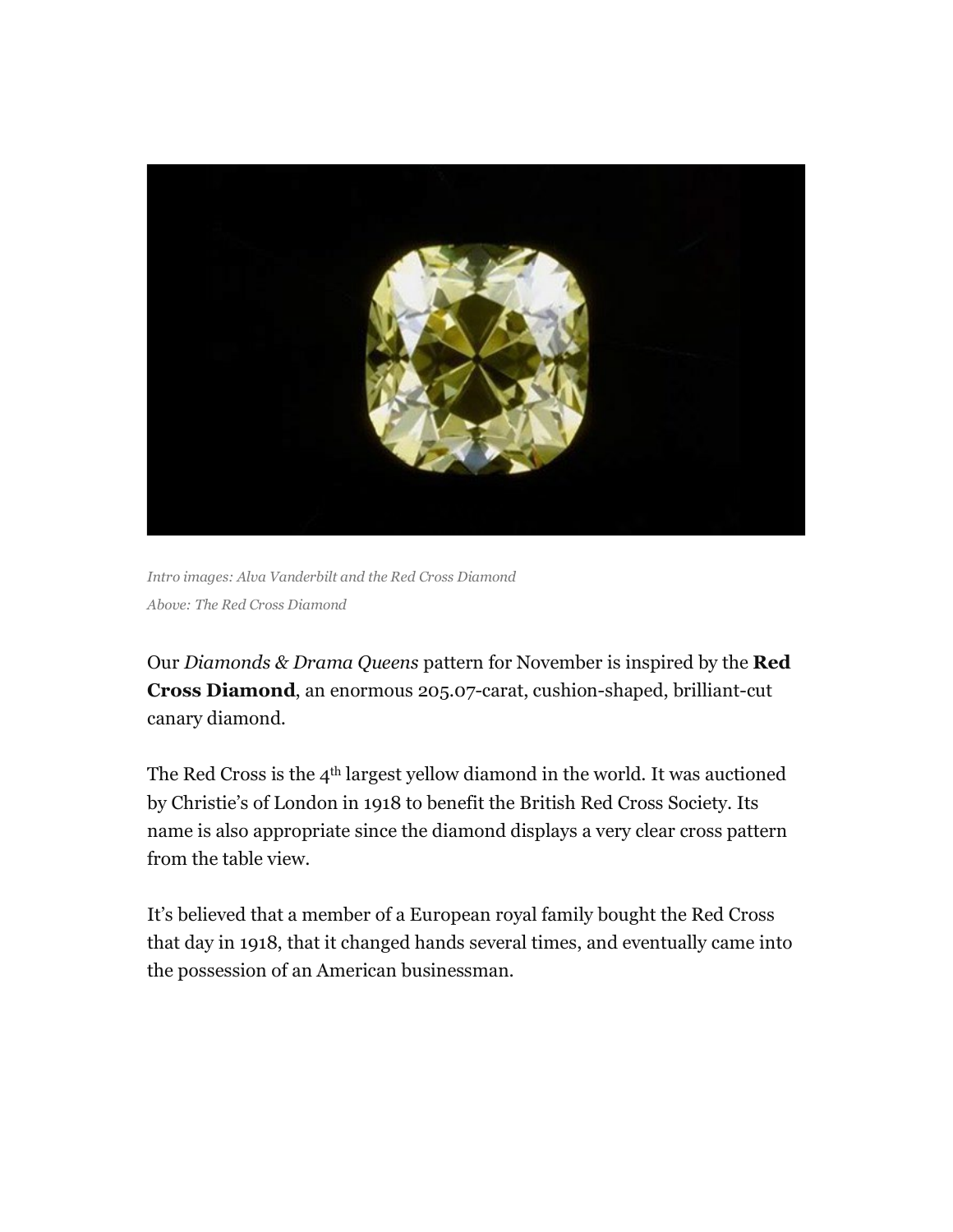*Intro images: Alva Vanderbilt and the Red Cross Diamond*

*Above: The Red Cross Diamond*

Our *Diamonds & Drama Queens* pattern for November is inspired by the **Red Cross Diamond**, an enormous 205.07-carat, cushion-shaped, brilliant-cut canary diamond.

The Red Cross is the 4th largest yellow diamond in the world. It was auctioned by Christie's of London in 1918 to benefit the British Red Cross Society. Its name is also appropriate since the diamond displays a very clear cross pattern from the table view.

It's believed that a member of a European royal family bought the Red Cross that day in 1918, that it changed hands several times, and eventually came into the possession of an American businessman.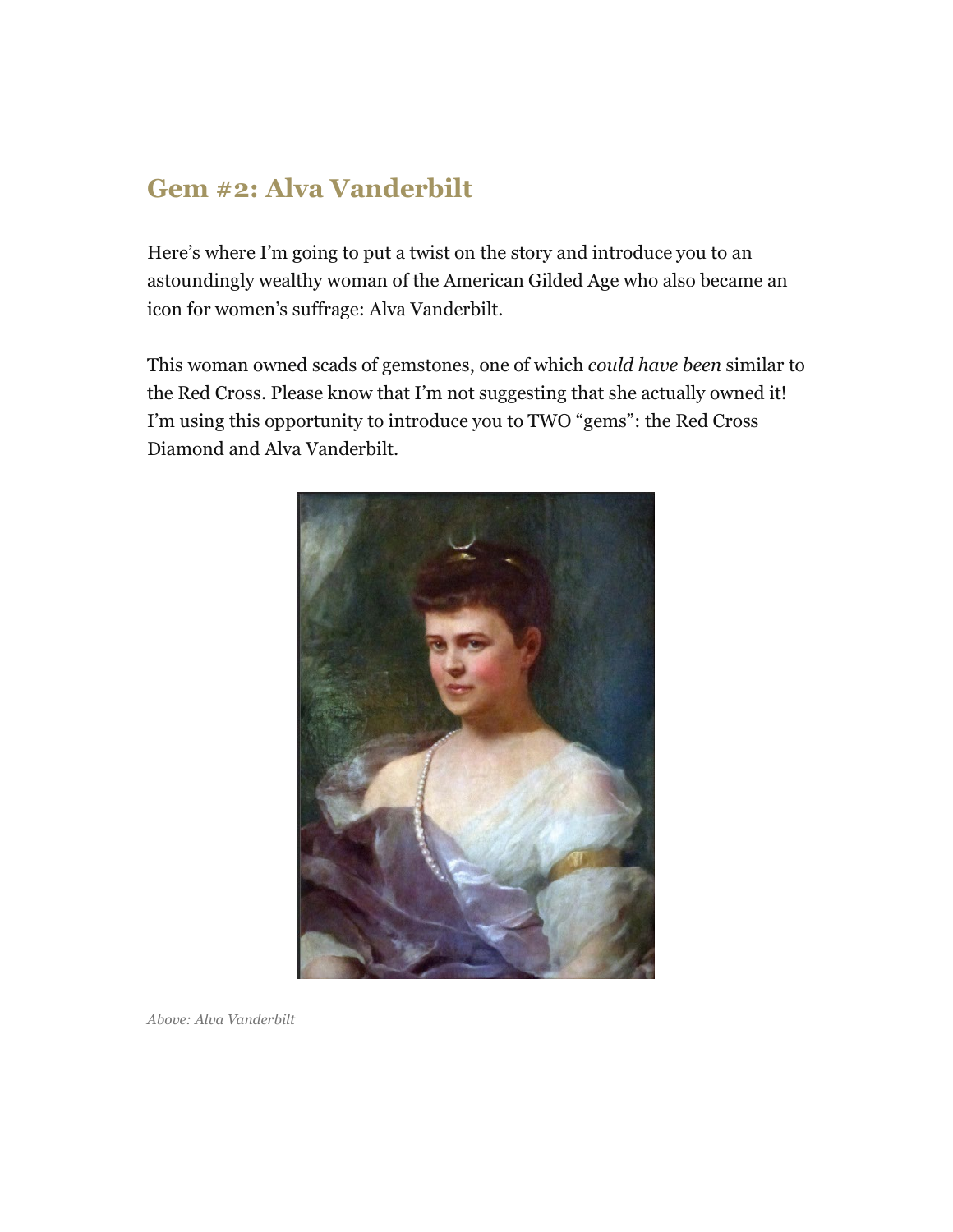## Gem #2: Alva Vanderbilt

Here's where I'm going to put a twist on the story and introduce you to an astoundingly wealthy woman of the American Gilded Age who also became an icon for women's suffrage: Alva Vanderbilt.

This woman owned scads of gemstones, one of which *could have been* similar to the Red Cross. Please know that I'm not suggesting that she actually owned it! I'm using this opportunity to introduce you to TWO "gems": the Red Cross Diamond and Alva Vanderbilt.

*Above: Alva Vanderbilt*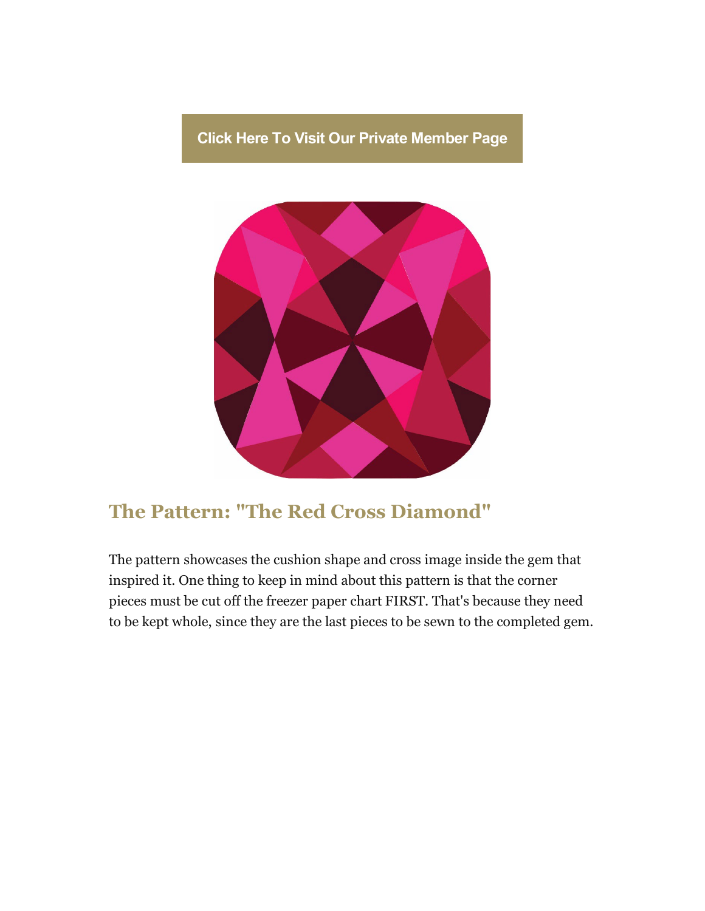Click Here To Visit Our Private Member Page

## The Pattern: "The Red Cross Diamond"

The pattern showcases the cushion shape and cross image inside the gem that inspired it. One thing to keep in mind about this pattern is that the corner pieces must be cut off the freezer paper chart FIRST. That's because they need to be kept whole, since they are the last pieces to be sewn to the completed gem.